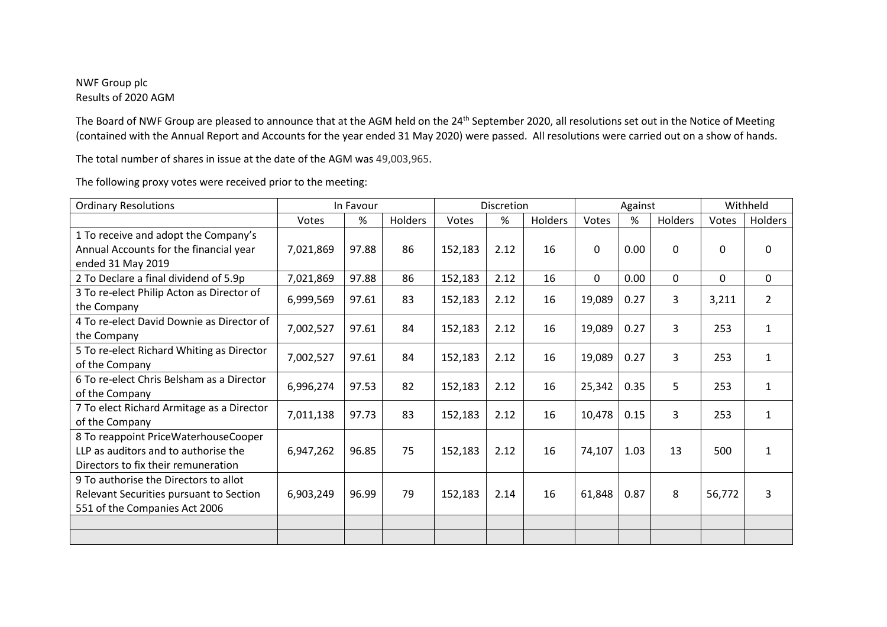NWF Group plc
Results of 2020 AGM

The Board of NWF Group are pleased to announce that at the AGM held on the 24th September 2020, all resolutions set out in the Notice of Meeting (contained with the Annual Report and Accounts for the year ended 31 May 2020) were passed. All resolutions were carried out on a show of hands.

The total number of shares in issue at the date of the AGM was 49,003,965.

The following proxy votes were received prior to the meeting:

| Ordinary Resolutions | In Favour | | | Discretion | | | Against | | | Withheld | |
|---|---|---|---|---|---|---|---|---|---|---|---|
| | Votes | % | Holders | Votes | % | Holders | Votes | % | Holders | Votes | Holders |
| 1 To receive and adopt the Company's Annual Accounts for the financial year ended 31 May 2019 | 7,021,869 | 97.88 | 86 | 152,183 | 2.12 | 16 | 0 | 0.00 | 0 | 0 | 0 |
| 2 To Declare a final dividend of 5.9p | 7,021,869 | 97.88 | 86 | 152,183 | 2.12 | 16 | 0 | 0.00 | 0 | 0 | 0 |
| 3 To re-elect Philip Acton as Director of the Company | 6,999,569 | 97.61 | 83 | 152,183 | 2.12 | 16 | 19,089 | 0.27 | 3 | 3,211 | 2 |
| 4 To re-elect David Downie as Director of the Company | 7,002,527 | 97.61 | 84 | 152,183 | 2.12 | 16 | 19,089 | 0.27 | 3 | 253 | 1 |
| 5 To re-elect Richard Whiting as Director of the Company | 7,002,527 | 97.61 | 84 | 152,183 | 2.12 | 16 | 19,089 | 0.27 | 3 | 253 | 1 |
| 6 To re-elect Chris Belsham as a Director of the Company | 6,996,274 | 97.53 | 82 | 152,183 | 2.12 | 16 | 25,342 | 0.35 | 5 | 253 | 1 |
| 7 To elect Richard Armitage as a Director of the Company | 7,011,138 | 97.73 | 83 | 152,183 | 2.12 | 16 | 10,478 | 0.15 | 3 | 253 | 1 |
| 8 To reappoint PriceWaterhouseCooper LLP as auditors and to authorise the Directors to fix their remuneration | 6,947,262 | 96.85 | 75 | 152,183 | 2.12 | 16 | 74,107 | 1.03 | 13 | 500 | 1 |
| 9 To authorise the Directors to allot Relevant Securities pursuant to Section 551 of the Companies Act 2006 | 6,903,249 | 96.99 | 79 | 152,183 | 2.14 | 16 | 61,848 | 0.87 | 8 | 56,772 | 3 |
| | | | | | | | | | | | |
| | | | | | | | | | | | |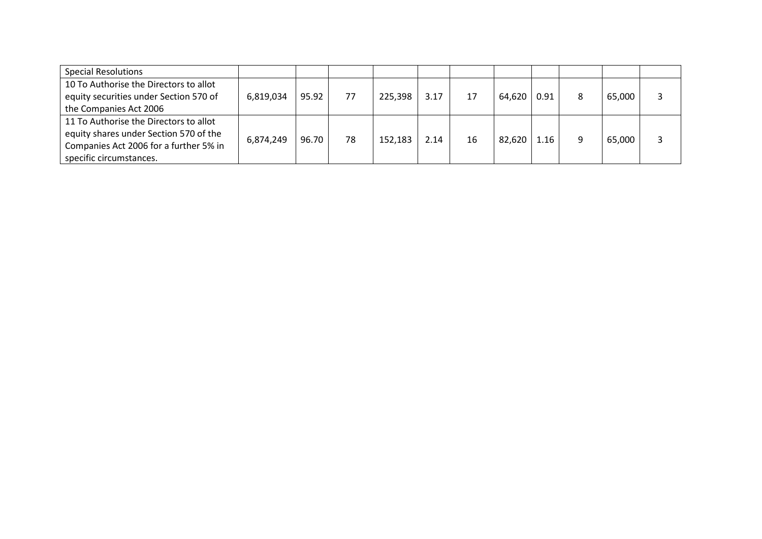| | | | | | | | | | | | |
|---|---|---|---|---|---|---|---|---|---|---|---|
| Special Resolutions | | | | | | | | | | | |
| 10 To Authorise the Directors to allot equity securities under Section 570 of the Companies Act 2006 | 6,819,034 | 95.92 | 77 | 225,398 | 3.17 | 17 | 64,620 | 0.91 | 8 | 65,000 | 3 |
| 11 To Authorise the Directors to allot equity shares under Section 570 of the Companies Act 2006 for a further 5% in specific circumstances. | 6,874,249 | 96.70 | 78 | 152,183 | 2.14 | 16 | 82,620 | 1.16 | 9 | 65,000 | 3 |